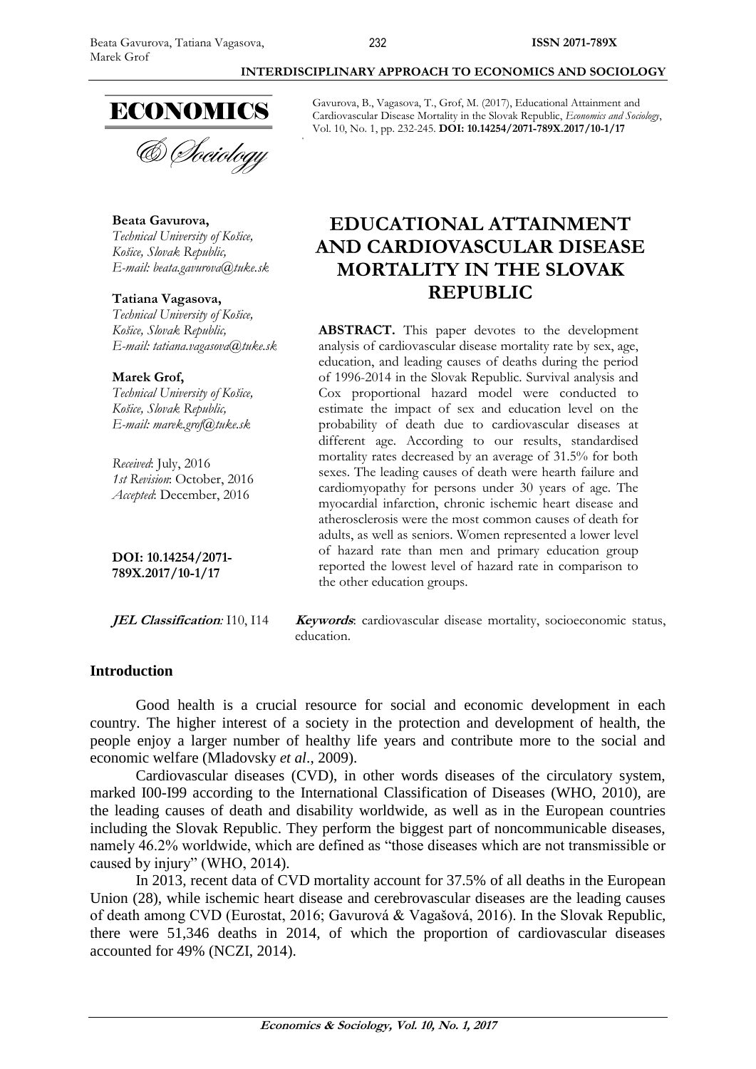ECONOMICS & Sociology

Gavurova, B., Vagasova, T., Grof, M. (2017), Educational Attainment and Cardiovascular Disease Mortality in the Slovak Republic, *Economics and Sociology*, Vol. 10, No. 1, pp. 232-245. **DOI: 10.14254/2071-789X.2017/10-1/17**

**Beata Gavurova,**
*Technical University of Košice, Košice, Slovak Republic, E-mail: beata.gavurova@tuke.sk*

**Tatiana Vagasova,**
*Technical University of Košice, Košice, Slovak Republic, E-mail: tatiana.vagasova@tuke.sk*

**Marek Grof,**
*Technical University of Košice, Košice, Slovak Republic, E-mail: marek.grof@tuke.sk*

*Received*: July, 2016
*1st Revision*: October, 2016
*Accepted*: December, 2016

**DOI: 10.14254/2071-789X.2017/10-1/17**

# EDUCATIONAL ATTAINMENT AND CARDIOVASCULAR DISEASE MORTALITY IN THE SLOVAK REPUBLIC

**ABSTRACT.** This paper devotes to the development analysis of cardiovascular disease mortality rate by sex, age, education, and leading causes of deaths during the period of 1996-2014 in the Slovak Republic. Survival analysis and Cox proportional hazard model were conducted to estimate the impact of sex and education level on the probability of death due to cardiovascular diseases at different age. According to our results, standardised mortality rates decreased by an average of 31.5% for both sexes. The leading causes of death were hearth failure and cardiomyopathy for persons under 30 years of age. The myocardial infarction, chronic ischemic heart disease and atherosclerosis were the most common causes of death for adults, as well as seniors. Women represented a lower level of hazard rate than men and primary education group reported the lowest level of hazard rate in comparison to the other education groups.

***JEL Classification*:** I10, I14

***Keywords*:** cardiovascular disease mortality, socioeconomic status, education.

## Introduction

Good health is a crucial resource for social and economic development in each country. The higher interest of a society in the protection and development of health, the people enjoy a larger number of healthy life years and contribute more to the social and economic welfare (Mladovsky *et al*., 2009).

Cardiovascular diseases (CVD), in other words diseases of the circulatory system, marked I00-I99 according to the International Classification of Diseases (WHO, 2010), are the leading causes of death and disability worldwide, as well as in the European countries including the Slovak Republic. They perform the biggest part of noncommunicable diseases, namely 46.2% worldwide, which are defined as "those diseases which are not transmissible or caused by injury" (WHO, 2014).

In 2013, recent data of CVD mortality account for 37.5% of all deaths in the European Union (28), while ischemic heart disease and cerebrovascular diseases are the leading causes of death among CVD (Eurostat, 2016; Gavurová & Vagašová, 2016). In the Slovak Republic, there were 51,346 deaths in 2014, of which the proportion of cardiovascular diseases accounted for 49% (NCZI, 2014).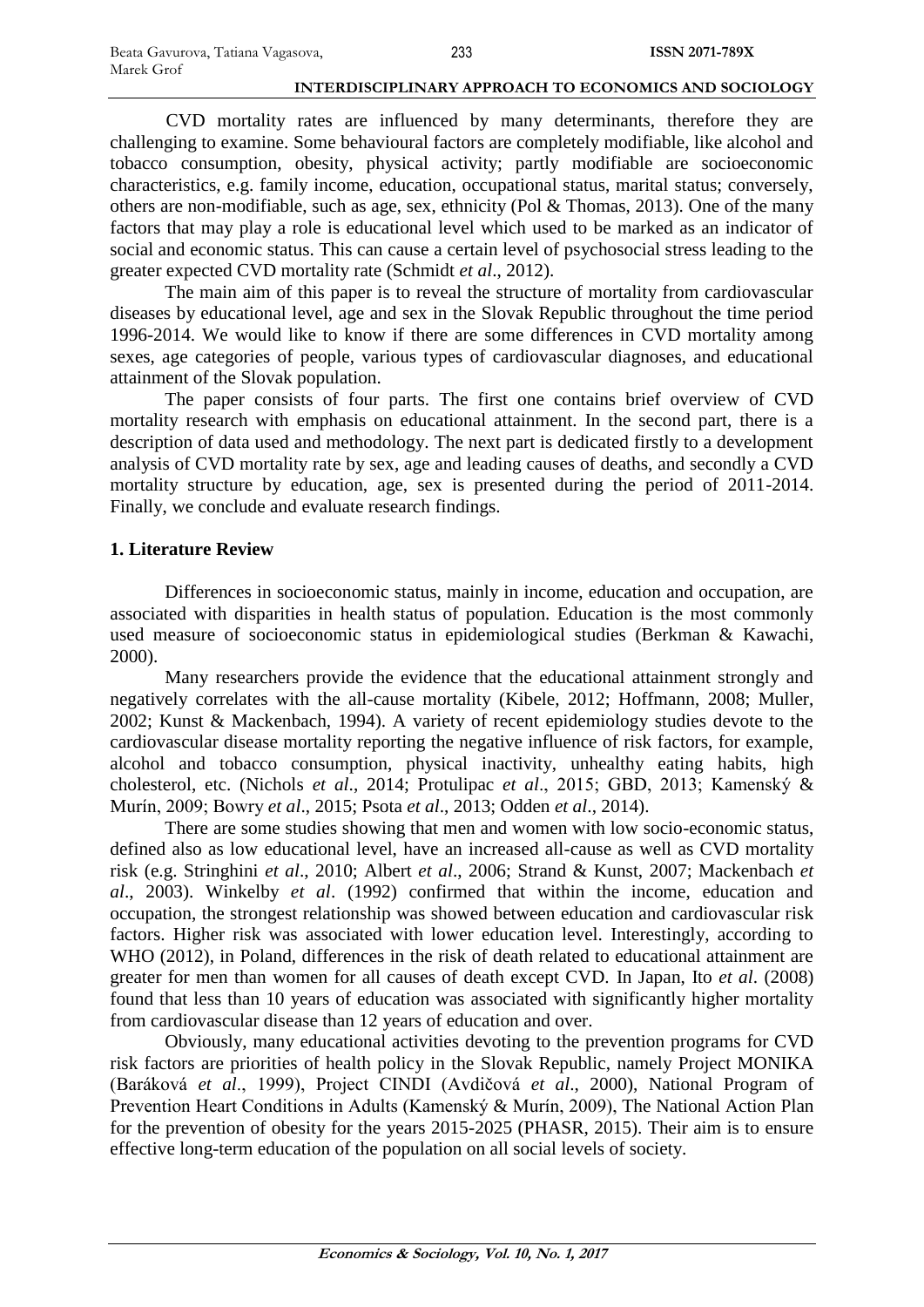CVD mortality rates are influenced by many determinants, therefore they are challenging to examine. Some behavioural factors are completely modifiable, like alcohol and tobacco consumption, obesity, physical activity; partly modifiable are socioeconomic characteristics, e.g. family income, education, occupational status, marital status; conversely, others are non-modifiable, such as age, sex, ethnicity (Pol & Thomas, 2013). One of the many factors that may play a role is educational level which used to be marked as an indicator of social and economic status. This can cause a certain level of psychosocial stress leading to the greater expected CVD mortality rate (Schmidt *et al*., 2012).

The main aim of this paper is to reveal the structure of mortality from cardiovascular diseases by educational level, age and sex in the Slovak Republic throughout the time period 1996-2014. We would like to know if there are some differences in CVD mortality among sexes, age categories of people, various types of cardiovascular diagnoses, and educational attainment of the Slovak population.

The paper consists of four parts. The first one contains brief overview of CVD mortality research with emphasis on educational attainment. In the second part, there is a description of data used and methodology. The next part is dedicated firstly to a development analysis of CVD mortality rate by sex, age and leading causes of deaths, and secondly a CVD mortality structure by education, age, sex is presented during the period of 2011-2014. Finally, we conclude and evaluate research findings.

## 1. Literature Review

Differences in socioeconomic status, mainly in income, education and occupation, are associated with disparities in health status of population. Education is the most commonly used measure of socioeconomic status in epidemiological studies (Berkman & Kawachi, 2000).

Many researchers provide the evidence that the educational attainment strongly and negatively correlates with the all-cause mortality (Kibele, 2012; Hoffmann, 2008; Muller, 2002; Kunst & Mackenbach, 1994). A variety of recent epidemiology studies devote to the cardiovascular disease mortality reporting the negative influence of risk factors, for example, alcohol and tobacco consumption, physical inactivity, unhealthy eating habits, high cholesterol, etc. (Nichols *et al*., 2014; Protulipac *et al*., 2015; GBD, 2013; Kamenský & Murín, 2009; Bowry *et al*., 2015; Psota *et al*., 2013; Odden *et al*., 2014).

There are some studies showing that men and women with low socio-economic status, defined also as low educational level, have an increased all-cause as well as CVD mortality risk (e.g. Stringhini *et al*., 2010; Albert *et al*., 2006; Strand & Kunst, 2007; Mackenbach *et al*., 2003). Winkelby *et al*. (1992) confirmed that within the income, education and occupation, the strongest relationship was showed between education and cardiovascular risk factors. Higher risk was associated with lower education level. Interestingly, according to WHO (2012), in Poland, differences in the risk of death related to educational attainment are greater for men than women for all causes of death except CVD. In Japan, Ito *et al*. (2008) found that less than 10 years of education was associated with significantly higher mortality from cardiovascular disease than 12 years of education and over.

Obviously, many educational activities devoting to the prevention programs for CVD risk factors are priorities of health policy in the Slovak Republic, namely Project MONIKA (Baráková *et al*., 1999), Project CINDI (Avdičová *et al*., 2000), National Program of Prevention Heart Conditions in Adults (Kamenský & Murín, 2009), The National Action Plan for the prevention of obesity for the years 2015-2025 (PHASR, 2015). Their aim is to ensure effective long-term education of the population on all social levels of society.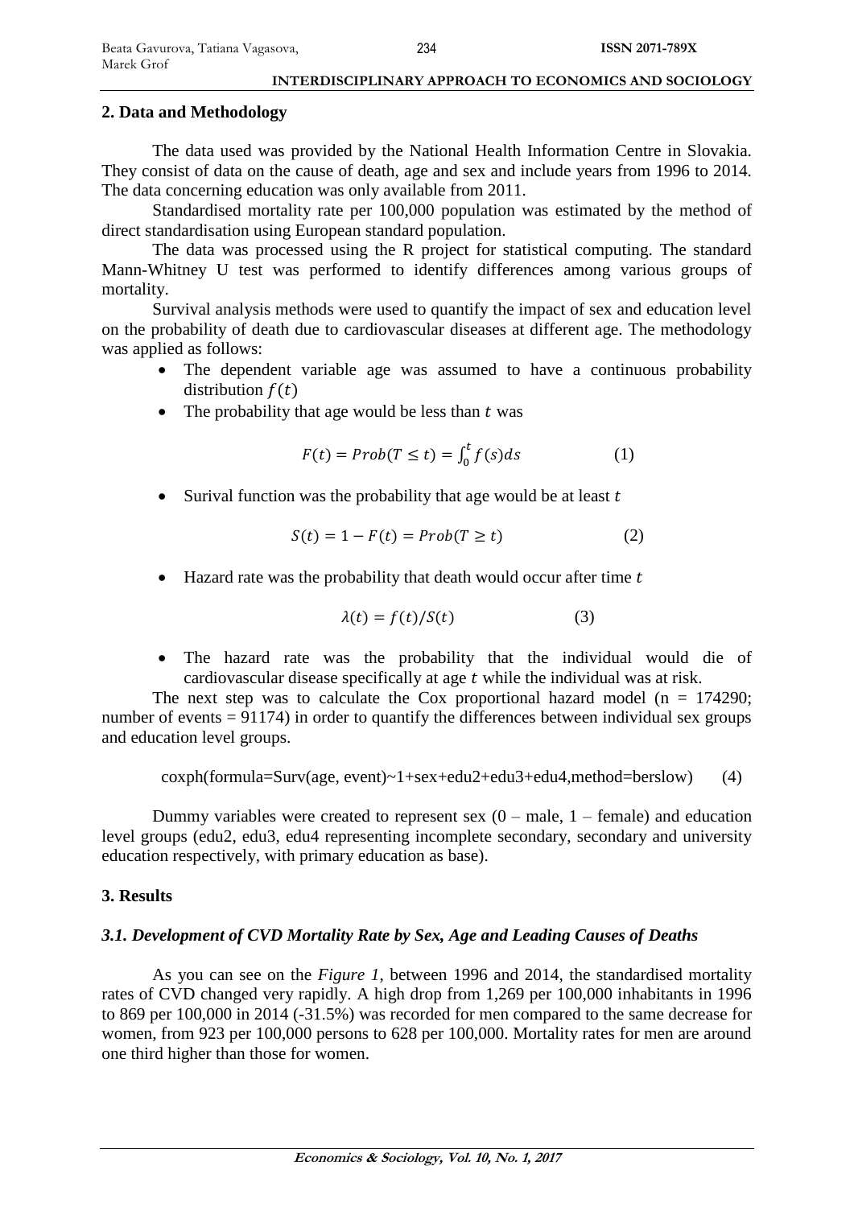## 2. Data and Methodology

The data used was provided by the National Health Information Centre in Slovakia. They consist of data on the cause of death, age and sex and include years from 1996 to 2014. The data concerning education was only available from 2011.

Standardised mortality rate per 100,000 population was estimated by the method of direct standardisation using European standard population.

The data was processed using the R project for statistical computing. The standard Mann-Whitney U test was performed to identify differences among various groups of mortality.

Survival analysis methods were used to quantify the impact of sex and education level on the probability of death due to cardiovascular diseases at different age. The methodology was applied as follows:

- The dependent variable age was assumed to have a continuous probability distribution $f(t)$
- The probability that age would be less than $t$ was

$$F(t) = Prob(T \leq t) = \int_0^t f(s)ds \qquad (1)$$

- Surival function was the probability that age would be at least $t$

$$S(t) = 1 - F(t) = Prob(T \geq t) \qquad (2)$$

- Hazard rate was the probability that death would occur after time $t$

$$\lambda(t) = f(t)/S(t) \qquad (3)$$

- The hazard rate was the probability that the individual would die of cardiovascular disease specifically at age $t$ while the individual was at risk.

The next step was to calculate the Cox proportional hazard model (n = 174290; number of events = 91174) in order to quantify the differences between individual sex groups and education level groups.

```
coxph(formula=Surv(age, event)~1+sex+edu2+edu3+edu4,method=berslow)      (4)
```

Dummy variables were created to represent sex (0 – male, 1 – female) and education level groups (edu2, edu3, edu4 representing incomplete secondary, secondary and university education respectively, with primary education as base).

## 3. Results

### *3.1. Development of CVD Mortality Rate by Sex, Age and Leading Causes of Deaths*

As you can see on the *Figure 1*, between 1996 and 2014, the standardised mortality rates of CVD changed very rapidly. A high drop from 1,269 per 100,000 inhabitants in 1996 to 869 per 100,000 in 2014 (-31.5%) was recorded for men compared to the same decrease for women, from 923 per 100,000 persons to 628 per 100,000. Mortality rates for men are around one third higher than those for women.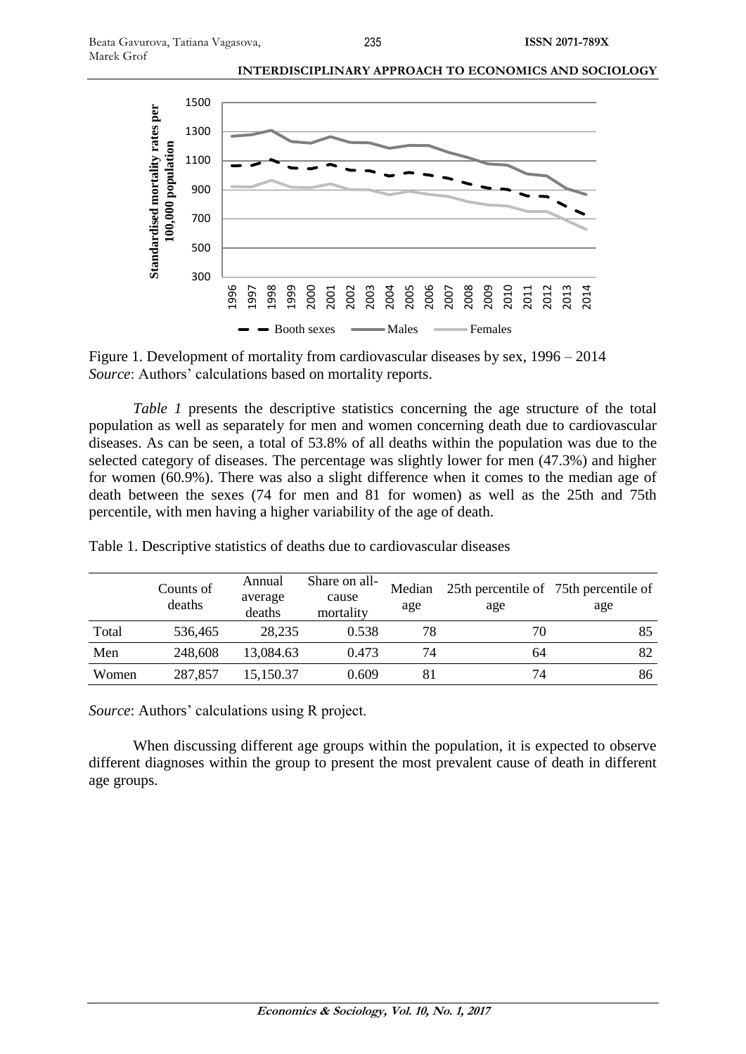Figure 1. Development of mortality from cardiovascular diseases by sex, 1996 – 2014
*Source*: Authors' calculations based on mortality reports.

*Table 1* presents the descriptive statistics concerning the age structure of the total population as well as separately for men and women concerning death due to cardiovascular diseases. As can be seen, a total of 53.8% of all deaths within the population was due to the selected category of diseases. The percentage was slightly lower for men (47.3%) and higher for women (60.9%). There was also a slight difference when it comes to the median age of death between the sexes (74 for men and 81 for women) as well as the 25th and 75th percentile, with men having a higher variability of the age of death.

Table 1. Descriptive statistics of deaths due to cardiovascular diseases

| | Counts of deaths | Annual average deaths | Share on all-cause mortality | Median age | 25th percentile of age | 75th percentile of age |
|---|---|---|---|---|---|---|
| Total | 536,465 | 28,235 | 0.538 | 78 | 70 | 85 |
| Men | 248,608 | 13,084.63 | 0.473 | 74 | 64 | 82 |
| Women | 287,857 | 15,150.37 | 0.609 | 81 | 74 | 86 |

*Source*: Authors' calculations using R project.

When discussing different age groups within the population, it is expected to observe different diagnoses within the group to present the most prevalent cause of death in different age groups.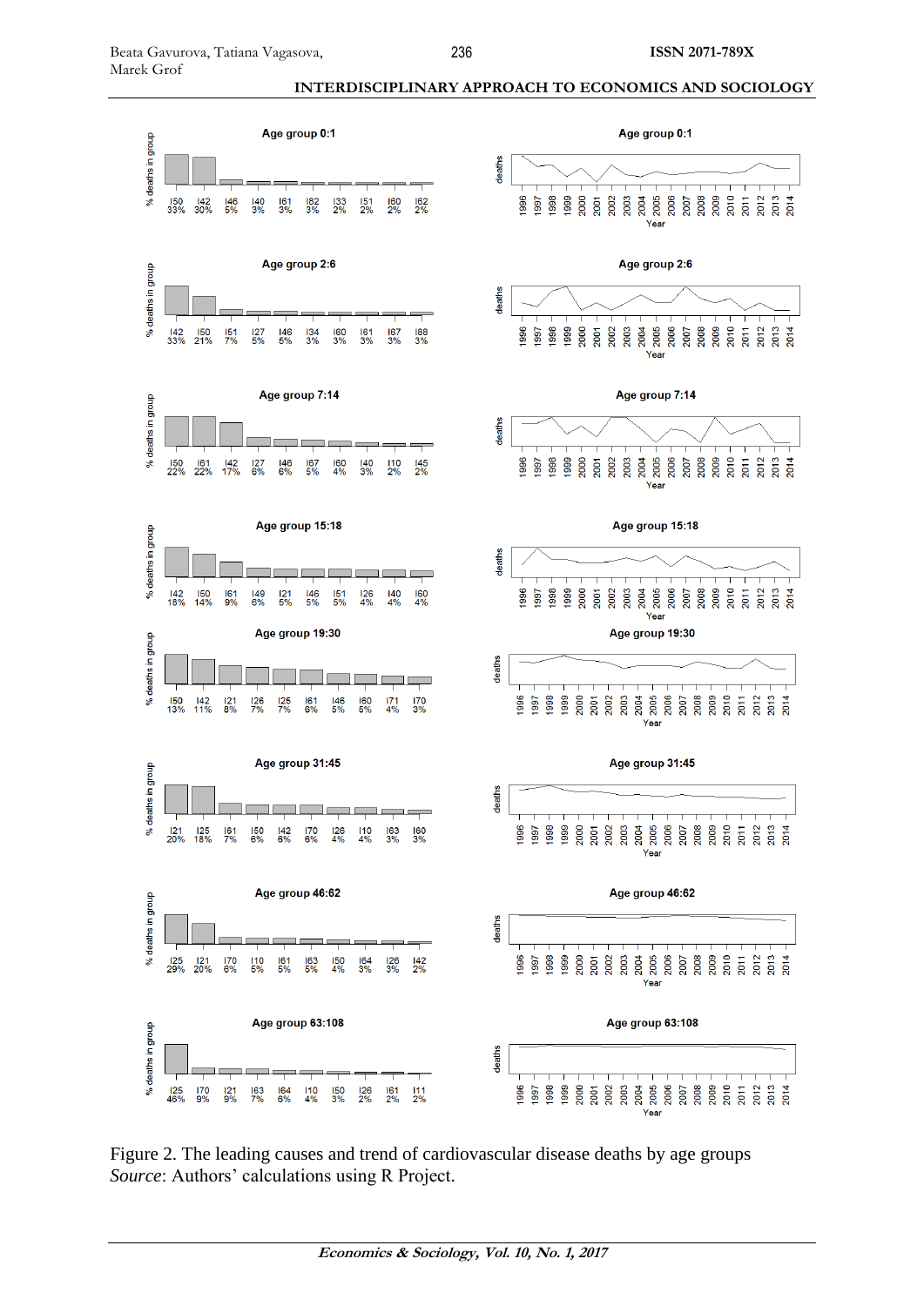Figure 2. The leading causes and trend of cardiovascular disease deaths by age groups
*Source*: Authors' calculations using R Project.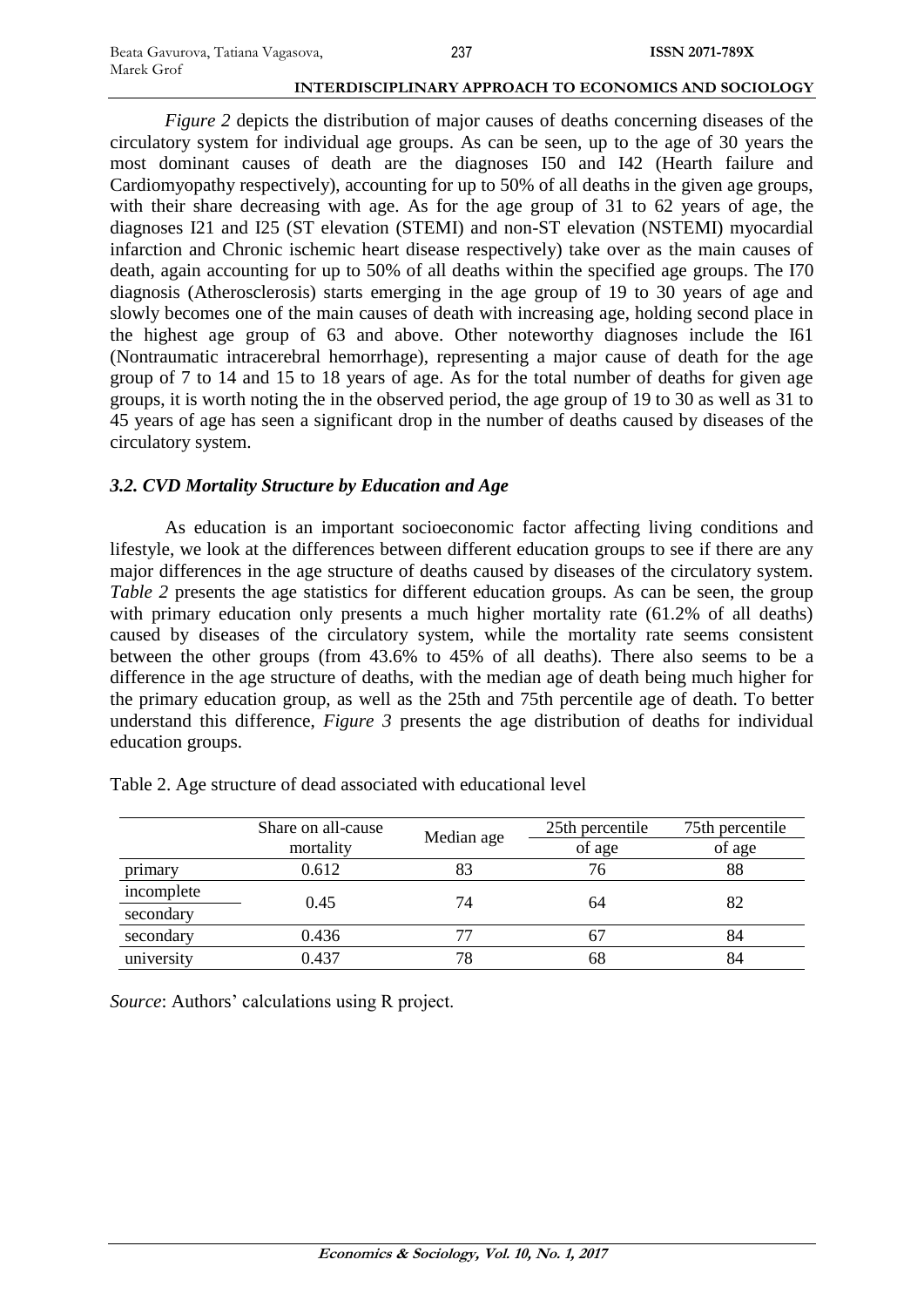*Figure 2* depicts the distribution of major causes of deaths concerning diseases of the circulatory system for individual age groups. As can be seen, up to the age of 30 years the most dominant causes of death are the diagnoses I50 and I42 (Hearth failure and Cardiomyopathy respectively), accounting for up to 50% of all deaths in the given age groups, with their share decreasing with age. As for the age group of 31 to 62 years of age, the diagnoses I21 and I25 (ST elevation (STEMI) and non-ST elevation (NSTEMI) myocardial infarction and Chronic ischemic heart disease respectively) take over as the main causes of death, again accounting for up to 50% of all deaths within the specified age groups. The I70 diagnosis (Atherosclerosis) starts emerging in the age group of 19 to 30 years of age and slowly becomes one of the main causes of death with increasing age, holding second place in the highest age group of 63 and above. Other noteworthy diagnoses include the I61 (Nontraumatic intracerebral hemorrhage), representing a major cause of death for the age group of 7 to 14 and 15 to 18 years of age. As for the total number of deaths for given age groups, it is worth noting the in the observed period, the age group of 19 to 30 as well as 31 to 45 years of age has seen a significant drop in the number of deaths caused by diseases of the circulatory system.

### *3.2. CVD Mortality Structure by Education and Age*

As education is an important socioeconomic factor affecting living conditions and lifestyle, we look at the differences between different education groups to see if there are any major differences in the age structure of deaths caused by diseases of the circulatory system. *Table 2* presents the age statistics for different education groups. As can be seen, the group with primary education only presents a much higher mortality rate (61.2% of all deaths) caused by diseases of the circulatory system, while the mortality rate seems consistent between the other groups (from 43.6% to 45% of all deaths). There also seems to be a difference in the age structure of deaths, with the median age of death being much higher for the primary education group, as well as the 25th and 75th percentile age of death. To better understand this difference, *Figure 3* presents the age distribution of deaths for individual education groups.

Table 2. Age structure of dead associated with educational level

| | Share on all-cause mortality | Median age | 25th percentile of age | 75th percentile of age |
|---|---|---|---|---|
| primary | 0.612 | 83 | 76 | 88 |
| incomplete secondary | 0.45 | 74 | 64 | 82 |
| secondary | 0.436 | 77 | 67 | 84 |
| university | 0.437 | 78 | 68 | 84 |

*Source*: Authors' calculations using R project.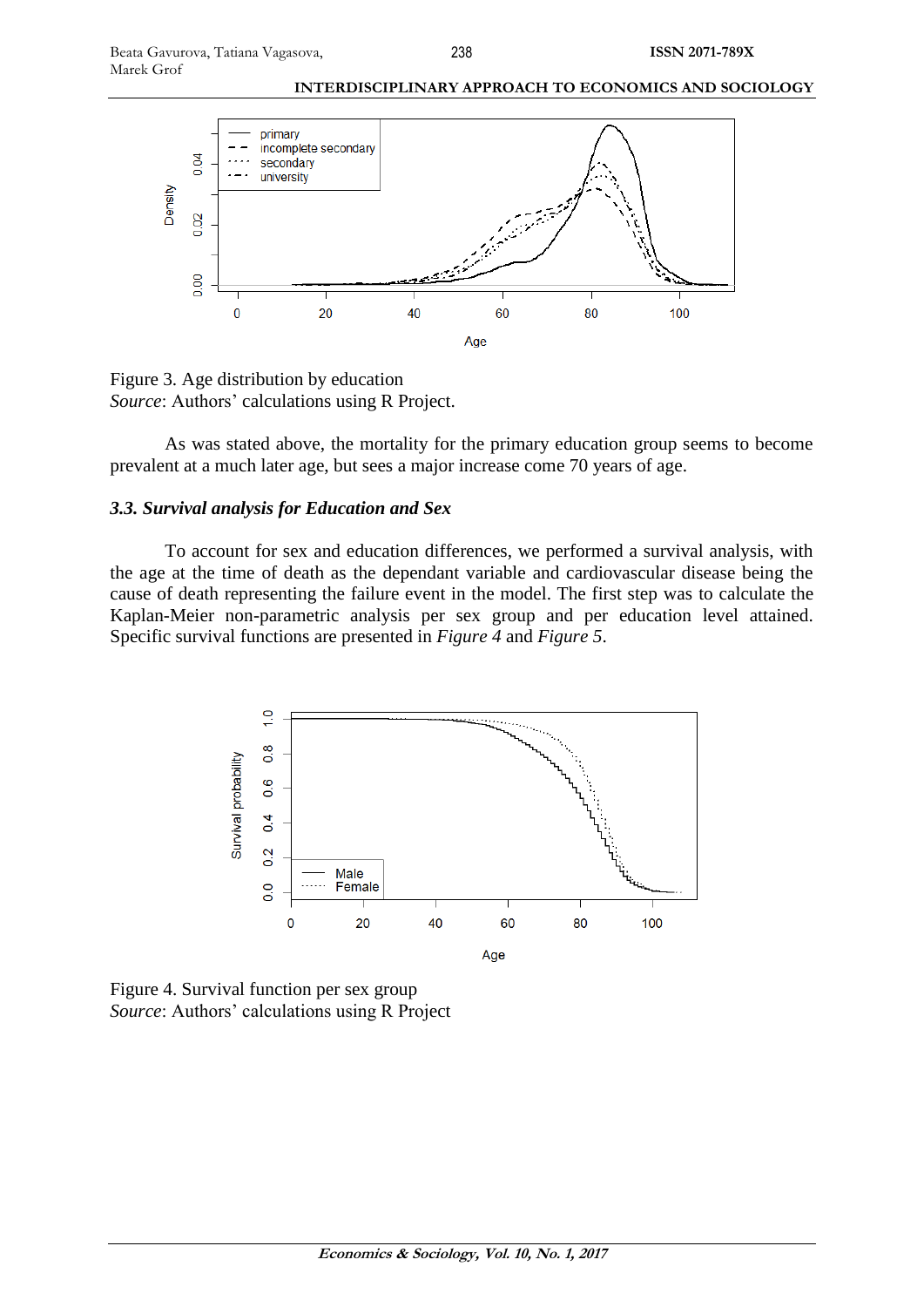Figure 3. Age distribution by education
*Source*: Authors' calculations using R Project.

As was stated above, the mortality for the primary education group seems to become prevalent at a much later age, but sees a major increase come 70 years of age.

### *3.3. Survival analysis for Education and Sex*

To account for sex and education differences, we performed a survival analysis, with the age at the time of death as the dependant variable and cardiovascular disease being the cause of death representing the failure event in the model. The first step was to calculate the Kaplan-Meier non-parametric analysis per sex group and per education level attained. Specific survival functions are presented in *Figure 4* and *Figure 5*.

Figure 4. Survival function per sex group
*Source*: Authors' calculations using R Project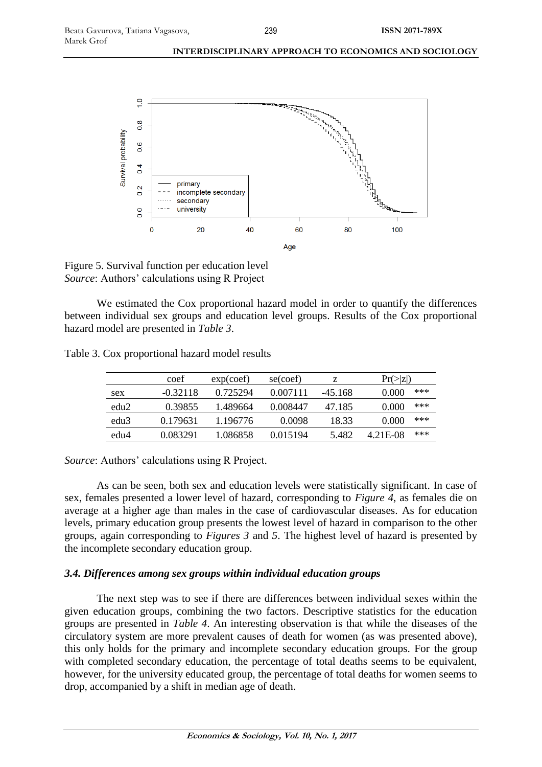Figure 5. Survival function per education level
*Source*: Authors' calculations using R Project

We estimated the Cox proportional hazard model in order to quantify the differences between individual sex groups and education level groups. Results of the Cox proportional hazard model are presented in *Table 3*.

Table 3. Cox proportional hazard model results

| | coef | exp(coef) | se(coef) | z | Pr(>\|z\|) | |
|---|---|---|---|---|---|---|
| sex | -0.32118 | 0.725294 | 0.007111 | -45.168 | 0.000 | *** |
| edu2 | 0.39855 | 1.489664 | 0.008447 | 47.185 | 0.000 | *** |
| edu3 | 0.179631 | 1.196776 | 0.0098 | 18.33 | 0.000 | *** |
| edu4 | 0.083291 | 1.086858 | 0.015194 | 5.482 | 4.21E-08 | *** |

*Source*: Authors' calculations using R Project.

As can be seen, both sex and education levels were statistically significant. In case of sex, females presented a lower level of hazard, corresponding to *Figure 4*, as females die on average at a higher age than males in the case of cardiovascular diseases. As for education levels, primary education group presents the lowest level of hazard in comparison to the other groups, again corresponding to *Figures 3* and *5*. The highest level of hazard is presented by the incomplete secondary education group.

### *3.4. Differences among sex groups within individual education groups*

The next step was to see if there are differences between individual sexes within the given education groups, combining the two factors. Descriptive statistics for the education groups are presented in *Table 4*. An interesting observation is that while the diseases of the circulatory system are more prevalent causes of death for women (as was presented above), this only holds for the primary and incomplete secondary education groups. For the group with completed secondary education, the percentage of total deaths seems to be equivalent, however, for the university educated group, the percentage of total deaths for women seems to drop, accompanied by a shift in median age of death.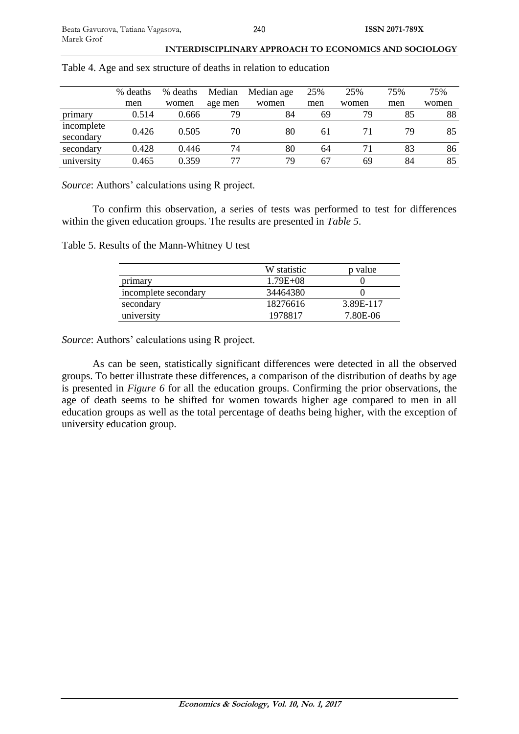Table 4. Age and sex structure of deaths in relation to education

| | % deaths men | % deaths women | Median age men | Median age women | 25% men | 25% women | 75% men | 75% women |
|---|---|---|---|---|---|---|---|---|
| primary | 0.514 | 0.666 | 79 | 84 | 69 | 79 | 85 | 88 |
| incomplete secondary | 0.426 | 0.505 | 70 | 80 | 61 | 71 | 79 | 85 |
| secondary | 0.428 | 0.446 | 74 | 80 | 64 | 71 | 83 | 86 |
| university | 0.465 | 0.359 | 77 | 79 | 67 | 69 | 84 | 85 |

*Source*: Authors' calculations using R project.

To confirm this observation, a series of tests was performed to test for differences within the given education groups. The results are presented in *Table 5*.

Table 5. Results of the Mann-Whitney U test

| | W statistic | p value |
|---|---|---|
| primary | 1.79E+08 | 0 |
| incomplete secondary | 34464380 | 0 |
| secondary | 18276616 | 3.89E-117 |
| university | 1978817 | 7.80E-06 |

*Source*: Authors' calculations using R project.

As can be seen, statistically significant differences were detected in all the observed groups. To better illustrate these differences, a comparison of the distribution of deaths by age is presented in *Figure 6* for all the education groups. Confirming the prior observations, the age of death seems to be shifted for women towards higher age compared to men in all education groups as well as the total percentage of deaths being higher, with the exception of university education group.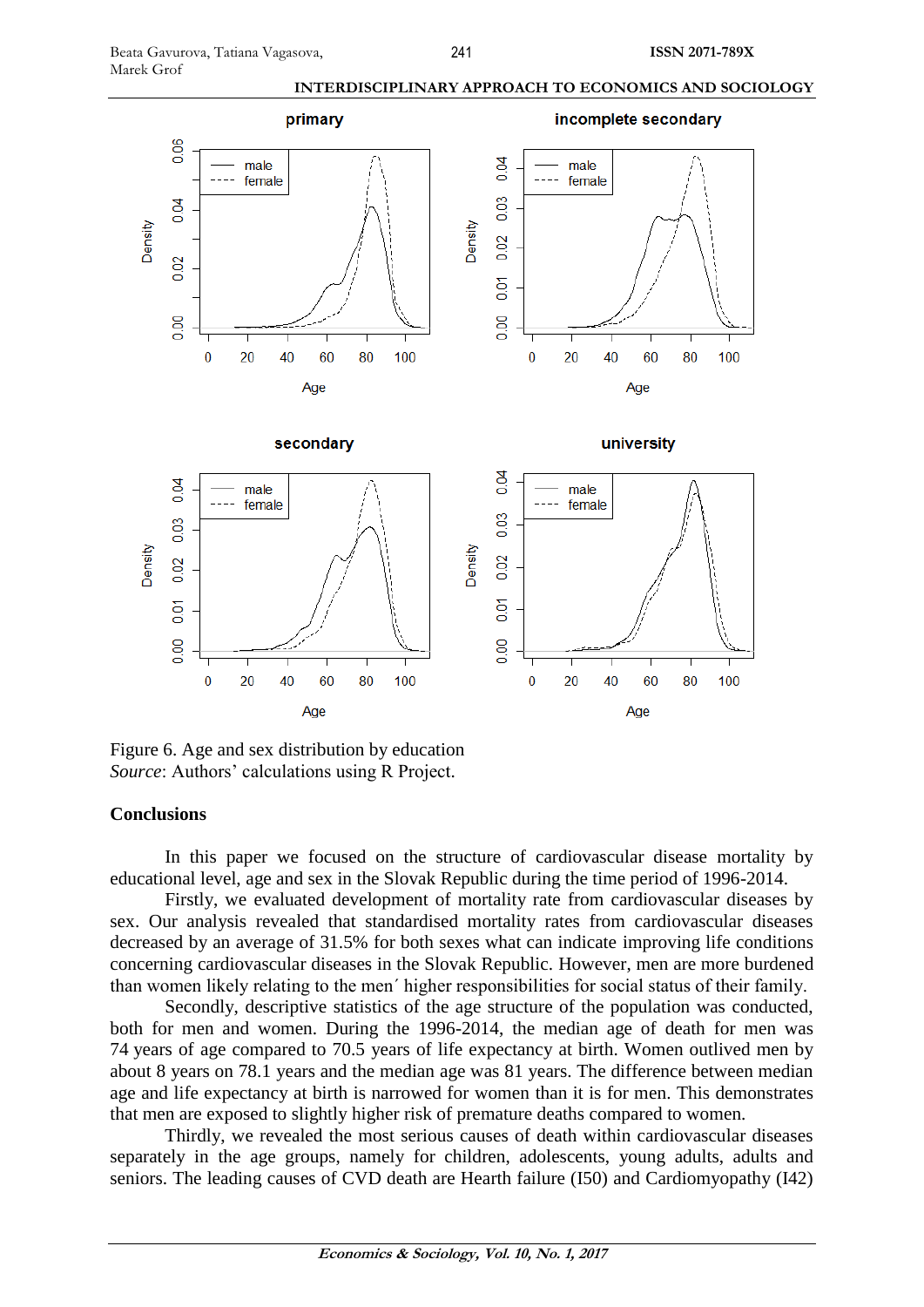Figure 6. Age and sex distribution by education
*Source*: Authors' calculations using R Project.

## Conclusions

In this paper we focused on the structure of cardiovascular disease mortality by educational level, age and sex in the Slovak Republic during the time period of 1996-2014.

Firstly, we evaluated development of mortality rate from cardiovascular diseases by sex. Our analysis revealed that standardised mortality rates from cardiovascular diseases decreased by an average of 31.5% for both sexes what can indicate improving life conditions concerning cardiovascular diseases in the Slovak Republic. However, men are more burdened than women likely relating to the men´ higher responsibilities for social status of their family.

Secondly, descriptive statistics of the age structure of the population was conducted, both for men and women. During the 1996-2014, the median age of death for men was 74 years of age compared to 70.5 years of life expectancy at birth. Women outlived men by about 8 years on 78.1 years and the median age was 81 years. The difference between median age and life expectancy at birth is narrowed for women than it is for men. This demonstrates that men are exposed to slightly higher risk of premature deaths compared to women.

Thirdly, we revealed the most serious causes of death within cardiovascular diseases separately in the age groups, namely for children, adolescents, young adults, adults and seniors. The leading causes of CVD death are Hearth failure (I50) and Cardiomyopathy (I42)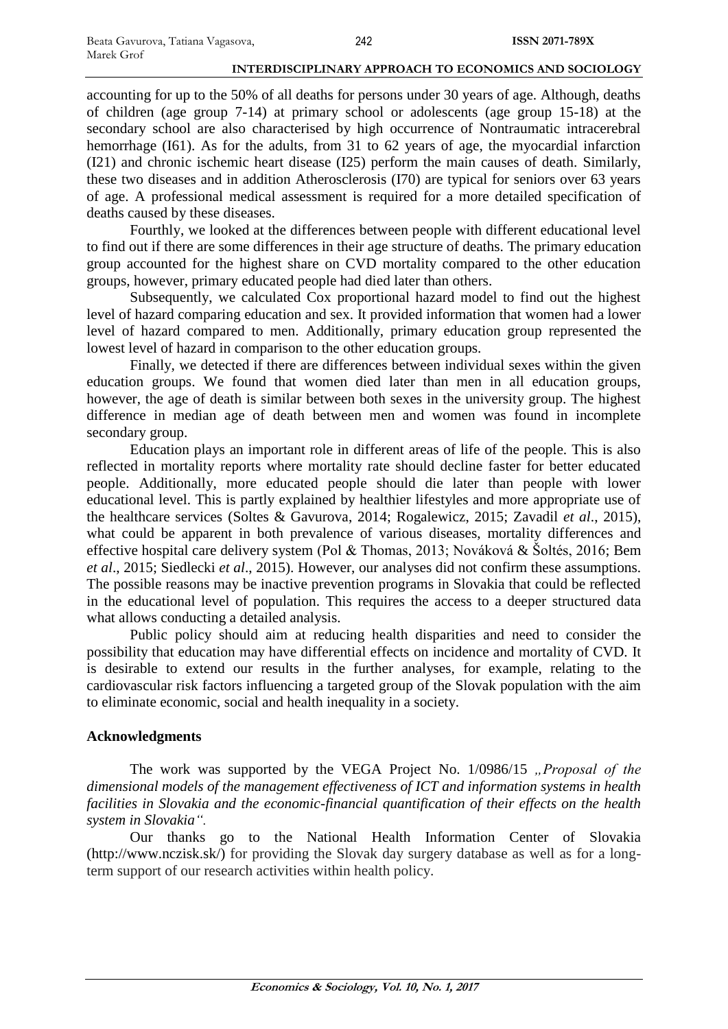accounting for up to the 50% of all deaths for persons under 30 years of age. Although, deaths of children (age group 7-14) at primary school or adolescents (age group 15-18) at the secondary school are also characterised by high occurrence of Nontraumatic intracerebral hemorrhage (I61). As for the adults, from 31 to 62 years of age, the myocardial infarction (I21) and chronic ischemic heart disease (I25) perform the main causes of death. Similarly, these two diseases and in addition Atherosclerosis (I70) are typical for seniors over 63 years of age. A professional medical assessment is required for a more detailed specification of deaths caused by these diseases.

Fourthly, we looked at the differences between people with different educational level to find out if there are some differences in their age structure of deaths. The primary education group accounted for the highest share on CVD mortality compared to the other education groups, however, primary educated people had died later than others.

Subsequently, we calculated Cox proportional hazard model to find out the highest level of hazard comparing education and sex. It provided information that women had a lower level of hazard compared to men. Additionally, primary education group represented the lowest level of hazard in comparison to the other education groups.

Finally, we detected if there are differences between individual sexes within the given education groups. We found that women died later than men in all education groups, however, the age of death is similar between both sexes in the university group. The highest difference in median age of death between men and women was found in incomplete secondary group.

Education plays an important role in different areas of life of the people. This is also reflected in mortality reports where mortality rate should decline faster for better educated people. Additionally, more educated people should die later than people with lower educational level. This is partly explained by healthier lifestyles and more appropriate use of the healthcare services (Soltes & Gavurova, 2014; Rogalewicz, 2015; Zavadil *et al*., 2015), what could be apparent in both prevalence of various diseases, mortality differences and effective hospital care delivery system (Pol & Thomas, 2013; Nováková & Šoltés, 2016; Bem *et al*., 2015; Siedlecki *et al*., 2015). However, our analyses did not confirm these assumptions. The possible reasons may be inactive prevention programs in Slovakia that could be reflected in the educational level of population. This requires the access to a deeper structured data what allows conducting a detailed analysis.

Public policy should aim at reducing health disparities and need to consider the possibility that education may have differential effects on incidence and mortality of CVD. It is desirable to extend our results in the further analyses, for example, relating to the cardiovascular risk factors influencing a targeted group of the Slovak population with the aim to eliminate economic, social and health inequality in a society.

## Acknowledgments

The work was supported by the VEGA Project No. 1/0986/15 *„Proposal of the dimensional models of the management effectiveness of ICT and information systems in health facilities in Slovakia and the economic-financial quantification of their effects on the health system in Slovakia"*.

Our thanks go to the National Health Information Center of Slovakia (http://www.nczisk.sk/) for providing the Slovak day surgery database as well as for a long-term support of our research activities within health policy.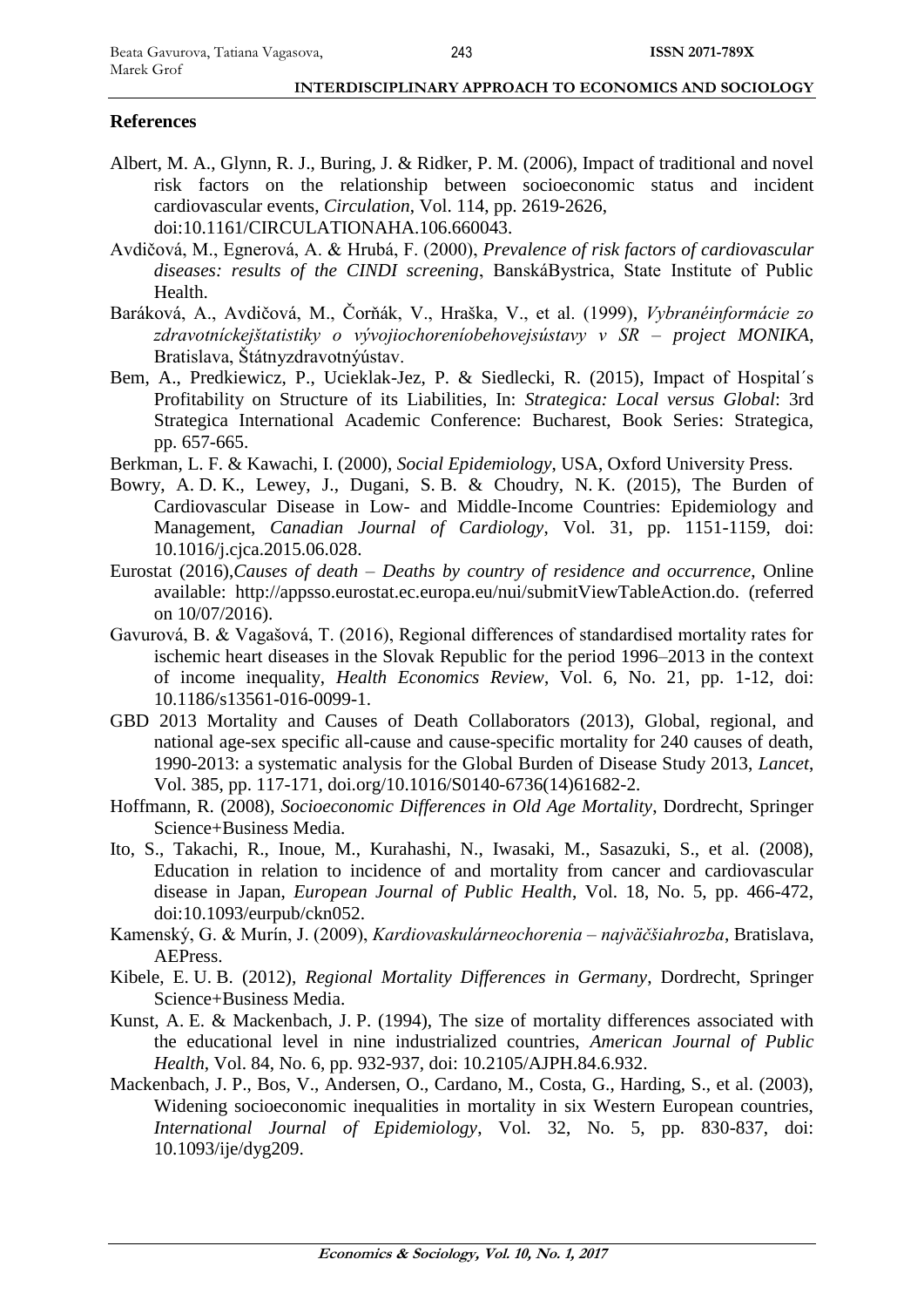## References

Albert, M. A., Glynn, R. J., Buring, J. & Ridker, P. M. (2006), Impact of traditional and novel risk factors on the relationship between socioeconomic status and incident cardiovascular events, *Circulation*, Vol. 114, pp. 2619-2626, doi:10.1161/CIRCULATIONAHA.106.660043.

Avdičová, M., Egnerová, A. & Hrubá, F. (2000), *Prevalence of risk factors of cardiovascular diseases: results of the CINDI screening*, BanskáBystrica, State Institute of Public Health.

Baráková, A., Avdičová, M., Čorňák, V., Hraška, V., et al. (1999), *Vybranéinformácie zo zdravotníckejštatistiky o vývojiochoreníobehovejsústavy v SR – project MONIKA*, Bratislava, Štátnyzdravotnýústav.

Bem, A., Predkiewicz, P., Ucieklak-Jez, P. & Siedlecki, R. (2015), Impact of Hospital´s Profitability on Structure of its Liabilities, In: *Strategica: Local versus Global*: 3rd Strategica International Academic Conference: Bucharest, Book Series: Strategica, pp. 657-665.

Berkman, L. F. & Kawachi, I. (2000), *Social Epidemiology*, USA, Oxford University Press.

Bowry, A. D. K., Lewey, J., Dugani, S. B. & Choudry, N. K. (2015), The Burden of Cardiovascular Disease in Low- and Middle-Income Countries: Epidemiology and Management, *Canadian Journal of Cardiology*, Vol. 31, pp. 1151-1159, doi: 10.1016/j.cjca.2015.06.028.

Eurostat (2016),*Causes of death – Deaths by country of residence and occurrence*, Online available: http://appsso.eurostat.ec.europa.eu/nui/submitViewTableAction.do. (referred on 10/07/2016).

Gavurová, B. & Vagašová, T. (2016), Regional differences of standardised mortality rates for ischemic heart diseases in the Slovak Republic for the period 1996–2013 in the context of income inequality, *Health Economics Review*, Vol. 6, No. 21, pp. 1-12, doi: 10.1186/s13561-016-0099-1.

GBD 2013 Mortality and Causes of Death Collaborators (2013), Global, regional, and national age-sex specific all-cause and cause-specific mortality for 240 causes of death, 1990-2013: a systematic analysis for the Global Burden of Disease Study 2013, *Lancet*, Vol. 385, pp. 117-171, doi.org/10.1016/S0140-6736(14)61682-2.

Hoffmann, R. (2008), *Socioeconomic Differences in Old Age Mortality*, Dordrecht, Springer Science+Business Media.

Ito, S., Takachi, R., Inoue, M., Kurahashi, N., Iwasaki, M., Sasazuki, S., et al. (2008), Education in relation to incidence of and mortality from cancer and cardiovascular disease in Japan, *European Journal of Public Health*, Vol. 18, No. 5, pp. 466-472, doi:10.1093/eurpub/ckn052.

Kamenský, G. & Murín, J. (2009), *Kardiovaskulárneochorenia – najväčšiahrozba*, Bratislava, AEPress.

Kibele, E. U. B. (2012), *Regional Mortality Differences in Germany*, Dordrecht, Springer Science+Business Media.

Kunst, A. E. & Mackenbach, J. P. (1994), The size of mortality differences associated with the educational level in nine industrialized countries, *American Journal of Public Health*, Vol. 84, No. 6, pp. 932-937, doi: 10.2105/AJPH.84.6.932.

Mackenbach, J. P., Bos, V., Andersen, O., Cardano, M., Costa, G., Harding, S., et al. (2003), Widening socioeconomic inequalities in mortality in six Western European countries, *International Journal of Epidemiology*, Vol. 32, No. 5, pp. 830-837, doi: 10.1093/ije/dyg209.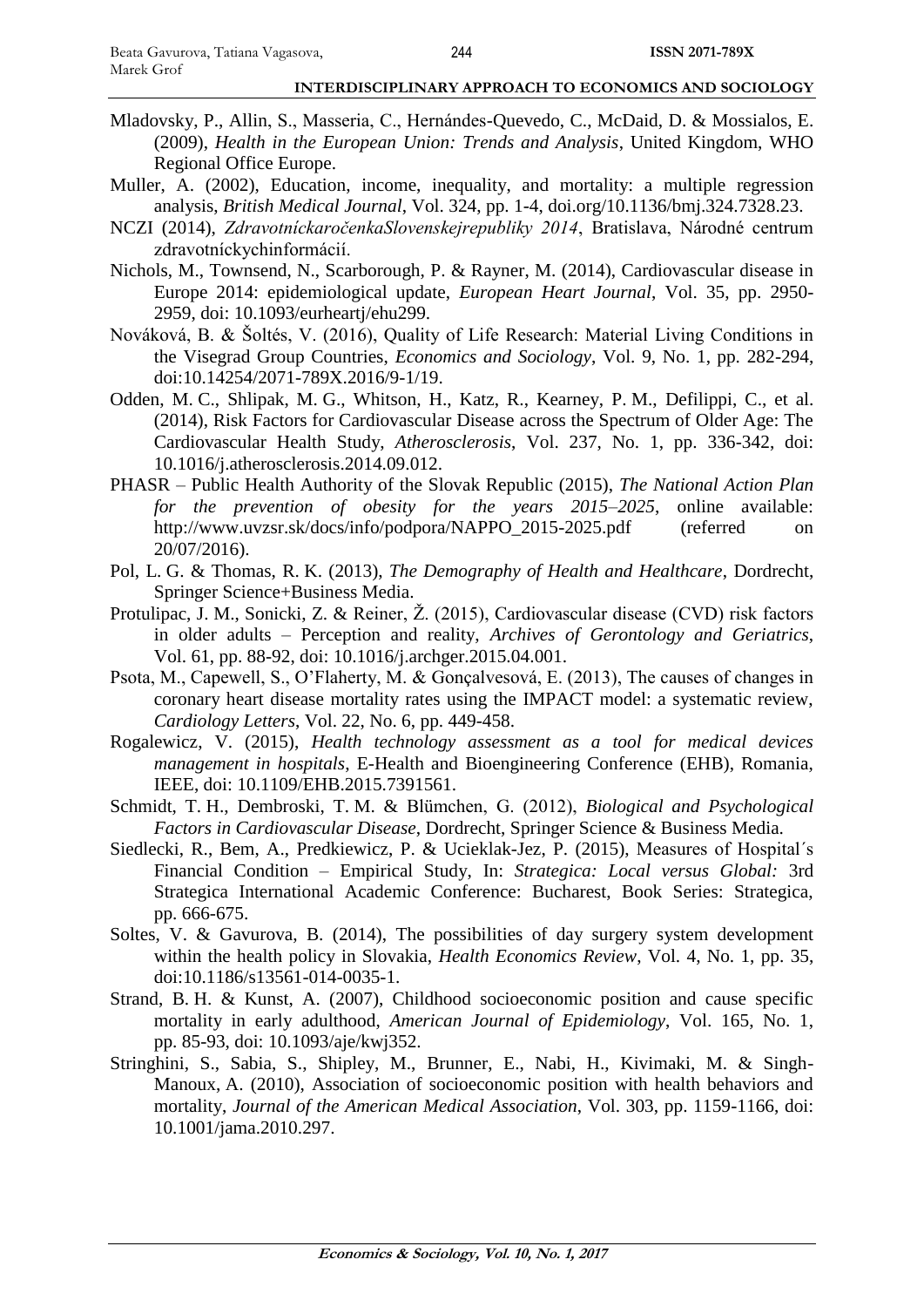Mladovsky, P., Allin, S., Masseria, C., Hernándes-Quevedo, C., McDaid, D. & Mossialos, E. (2009), *Health in the European Union: Trends and Analysis*, United Kingdom, WHO Regional Office Europe.

Muller, A. (2002), Education, income, inequality, and mortality: a multiple regression analysis, *British Medical Journal*, Vol. 324, pp. 1-4, doi.org/10.1136/bmj.324.7328.23.

NCZI (2014), *ZdravotníckaročenkaSlovenskejrepubliky 2014*, Bratislava, Národné centrum zdravotníckychinformácií.

Nichols, M., Townsend, N., Scarborough, P. & Rayner, M. (2014), Cardiovascular disease in Europe 2014: epidemiological update, *European Heart Journal*, Vol. 35, pp. 2950-2959, doi: 10.1093/eurheartj/ehu299.

Nováková, B. & Šoltés, V. (2016), Quality of Life Research: Material Living Conditions in the Visegrad Group Countries, *Economics and Sociology*, Vol. 9, No. 1, pp. 282-294, doi:10.14254/2071-789X.2016/9-1/19.

Odden, M. C., Shlipak, M. G., Whitson, H., Katz, R., Kearney, P. M., Defilippi, C., et al. (2014), Risk Factors for Cardiovascular Disease across the Spectrum of Older Age: The Cardiovascular Health Study, *Atherosclerosis*, Vol. 237, No. 1, pp. 336-342, doi: 10.1016/j.atherosclerosis.2014.09.012.

PHASR – Public Health Authority of the Slovak Republic (2015), *The National Action Plan for the prevention of obesity for the years 2015–2025*, online available: http://www.uvzsr.sk/docs/info/podpora/NAPPO_2015-2025.pdf (referred on 20/07/2016).

Pol, L. G. & Thomas, R. K. (2013), *The Demography of Health and Healthcare*, Dordrecht, Springer Science+Business Media.

Protulipac, J. M., Sonicki, Z. & Reiner, Ž. (2015), Cardiovascular disease (CVD) risk factors in older adults – Perception and reality, *Archives of Gerontology and Geriatrics*, Vol. 61, pp. 88-92, doi: 10.1016/j.archger.2015.04.001.

Psota, M., Capewell, S., O'Flaherty, M. & Gonçalvesová, E. (2013), The causes of changes in coronary heart disease mortality rates using the IMPACT model: a systematic review, *Cardiology Letters*, Vol. 22, No. 6, pp. 449-458.

Rogalewicz, V. (2015), *Health technology assessment as a tool for medical devices management in hospitals*, E-Health and Bioengineering Conference (EHB), Romania, IEEE, doi: 10.1109/EHB.2015.7391561.

Schmidt, T. H., Dembroski, T. M. & Blümchen, G. (2012), *Biological and Psychological Factors in Cardiovascular Disease*, Dordrecht, Springer Science & Business Media.

Siedlecki, R., Bem, A., Predkiewicz, P. & Ucieklak-Jez, P. (2015), Measures of Hospital´s Financial Condition – Empirical Study, In: *Strategica: Local versus Global:* 3rd Strategica International Academic Conference: Bucharest, Book Series: Strategica, pp. 666-675.

Soltes, V. & Gavurova, B. (2014), The possibilities of day surgery system development within the health policy in Slovakia, *Health Economics Review*, Vol. 4, No. 1, pp. 35, doi:10.1186/s13561-014-0035-1.

Strand, B. H. & Kunst, A. (2007), Childhood socioeconomic position and cause specific mortality in early adulthood, *American Journal of Epidemiology*, Vol. 165, No. 1, pp. 85-93, doi: 10.1093/aje/kwj352.

Stringhini, S., Sabia, S., Shipley, M., Brunner, E., Nabi, H., Kivimaki, M. & Singh-Manoux, A. (2010), Association of socioeconomic position with health behaviors and mortality, *Journal of the American Medical Association*, Vol. 303, pp. 1159-1166, doi: 10.1001/jama.2010.297.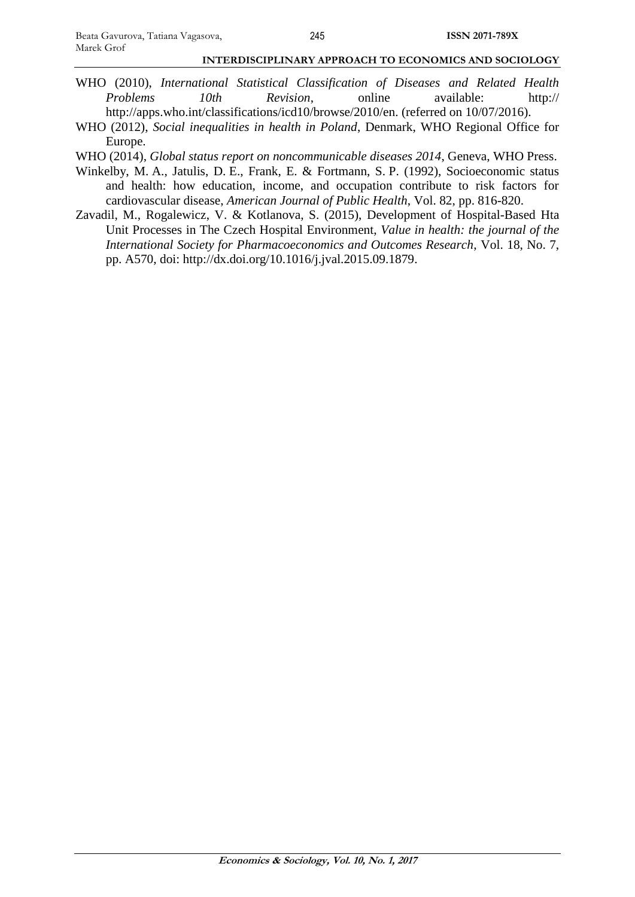WHO (2010), *International Statistical Classification of Diseases and Related Health Problems 10th Revision*, online available: http:// http://apps.who.int/classifications/icd10/browse/2010/en. (referred on 10/07/2016).

WHO (2012), *Social inequalities in health in Poland*, Denmark, WHO Regional Office for Europe.

WHO (2014), *Global status report on noncommunicable diseases 2014*, Geneva, WHO Press.

Winkelby, M. A., Jatulis, D. E., Frank, E. & Fortmann, S. P. (1992), Socioeconomic status and health: how education, income, and occupation contribute to risk factors for cardiovascular disease, *American Journal of Public Health*, Vol. 82, pp. 816-820.

Zavadil, M., Rogalewicz, V. & Kotlanova, S. (2015), Development of Hospital-Based Hta Unit Processes in The Czech Hospital Environment, *Value in health: the journal of the International Society for Pharmacoeconomics and Outcomes Research*, Vol. 18, No. 7, pp. A570, doi: http://dx.doi.org/10.1016/j.jval.2015.09.1879.